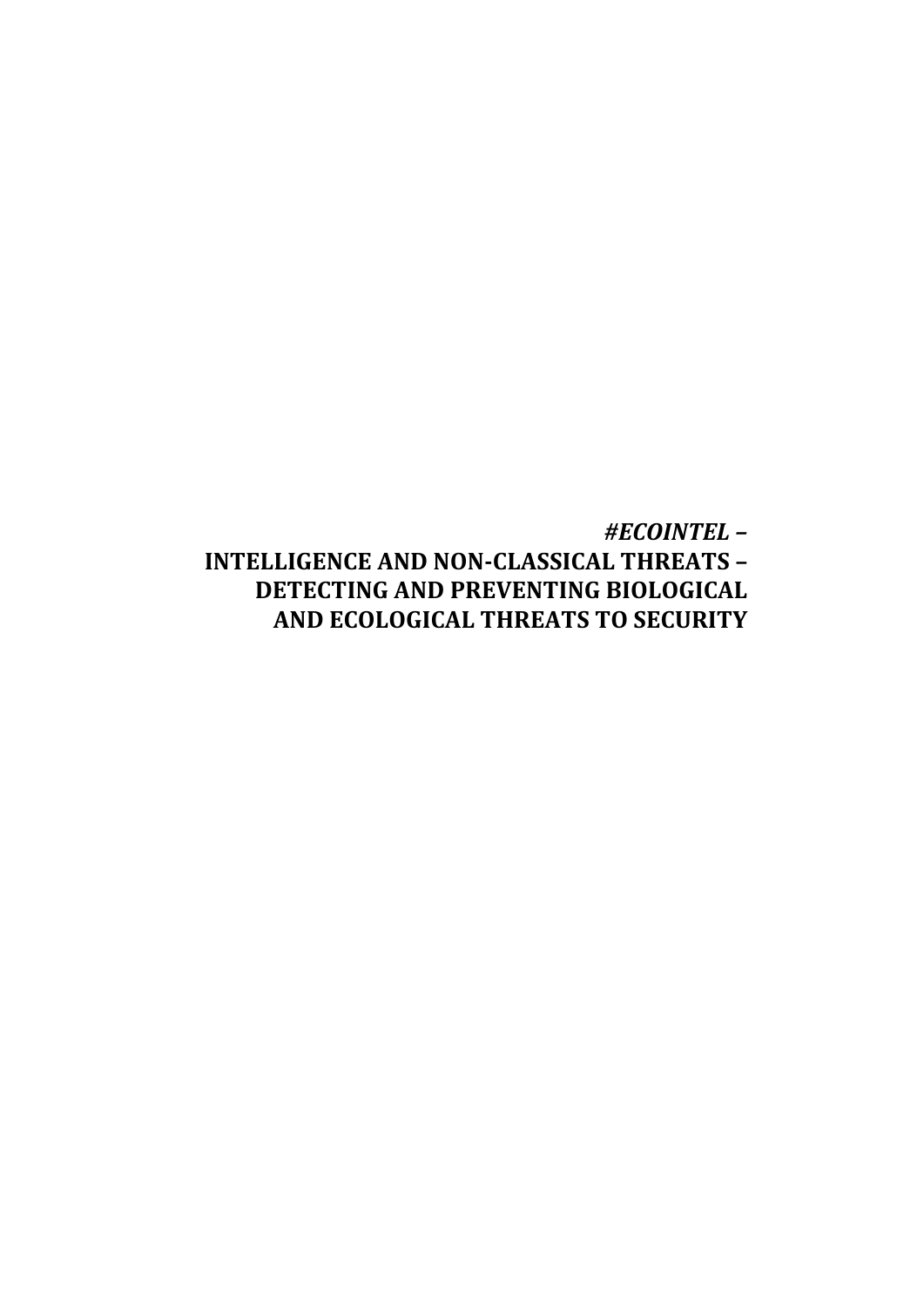# *#ECOINTEL* – INTELLIGENCE AND NON-CLASSICAL THREATS – DETECTING AND PREVENTING BIOLOGICAL AND ECOLOGICAL THREATS TO SECURITY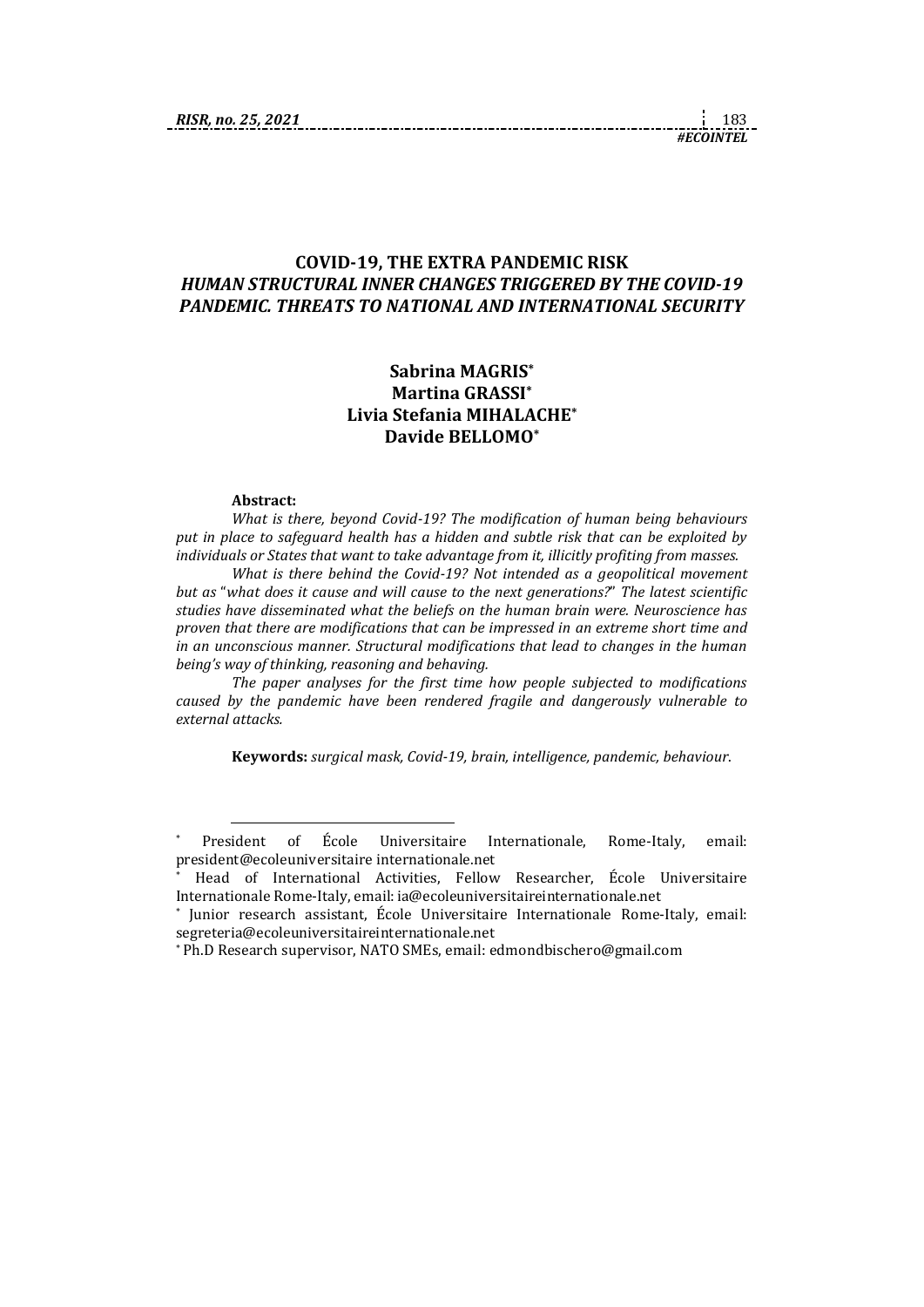# COVID-19, THE EXTRA PANDEMIC RISK

## *HUMAN STRUCTURAL INNER CHANGES TRIGGERED BY THE COVID-19 PANDEMIC. THREATS TO NATIONAL AND INTERNATIONAL SECURITY*

**Sabrina MAGRIS***
**Martina GRASSI***
**Livia Stefania MIHALACHE***
**Davide BELLOMO***

**Abstract:**

*What is there, beyond Covid-19? The modification of human being behaviours put in place to safeguard health has a hidden and subtle risk that can be exploited by individuals or States that want to take advantage from it, illicitly profiting from masses.*

*What is there behind the Covid-19? Not intended as a geopolitical movement but as "what does it cause and will cause to the next generations?" The latest scientific studies have disseminated what the beliefs on the human brain were. Neuroscience has proven that there are modifications that can be impressed in an extreme short time and in an unconscious manner. Structural modifications that lead to changes in the human being's way of thinking, reasoning and behaving.*

*The paper analyses for the first time how people subjected to modifications caused by the pandemic have been rendered fragile and dangerously vulnerable to external attacks.*

**Keywords:** *surgical mask, Covid-19, brain, intelligence, pandemic, behaviour.*

---

\* President of École Universitaire Internationale, Rome-Italy, email: president@ecoleuniversitaire internationale.net

\* Head of International Activities, Fellow Researcher, École Universitaire Internationale Rome-Italy, email: ia@ecoleuniversitaireinternationale.net

\* Junior research assistant, École Universitaire Internationale Rome-Italy, email: segreteria@ecoleuniversitaireinternationale.net

\* Ph.D Research supervisor, NATO SMEs, email: edmondbischero@gmail.com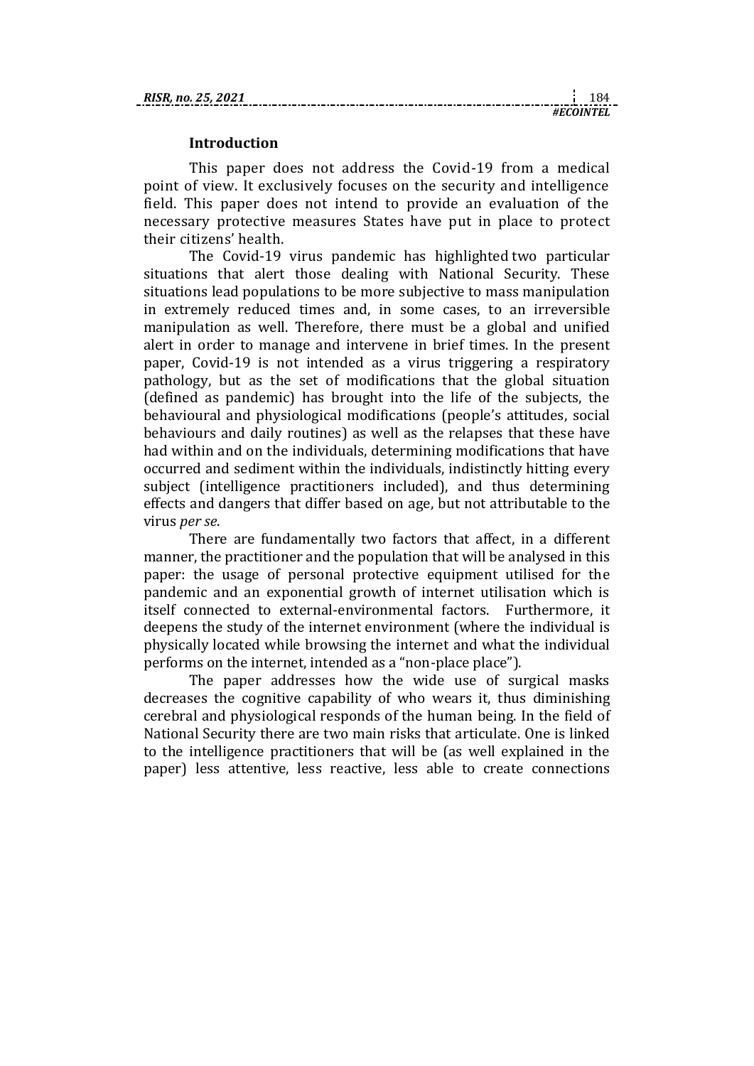## Introduction

This paper does not address the Covid-19 from a medical point of view. It exclusively focuses on the security and intelligence field. This paper does not intend to provide an evaluation of the necessary protective measures States have put in place to protect their citizens' health.

The Covid-19 virus pandemic has highlighted two particular situations that alert those dealing with National Security. These situations lead populations to be more subjective to mass manipulation in extremely reduced times and, in some cases, to an irreversible manipulation as well. Therefore, there must be a global and unified alert in order to manage and intervene in brief times. In the present paper, Covid-19 is not intended as a virus triggering a respiratory pathology, but as the set of modifications that the global situation (defined as pandemic) has brought into the life of the subjects, the behavioural and physiological modifications (people's attitudes, social behaviours and daily routines) as well as the relapses that these have had within and on the individuals, determining modifications that have occurred and sediment within the individuals, indistinctly hitting every subject (intelligence practitioners included), and thus determining effects and dangers that differ based on age, but not attributable to the virus *per se*.

There are fundamentally two factors that affect, in a different manner, the practitioner and the population that will be analysed in this paper: the usage of personal protective equipment utilised for the pandemic and an exponential growth of internet utilisation which is itself connected to external-environmental factors. Furthermore, it deepens the study of the internet environment (where the individual is physically located while browsing the internet and what the individual performs on the internet, intended as a "non-place place").

The paper addresses how the wide use of surgical masks decreases the cognitive capability of who wears it, thus diminishing cerebral and physiological responds of the human being. In the field of National Security there are two main risks that articulate. One is linked to the intelligence practitioners that will be (as well explained in the paper) less attentive, less reactive, less able to create connections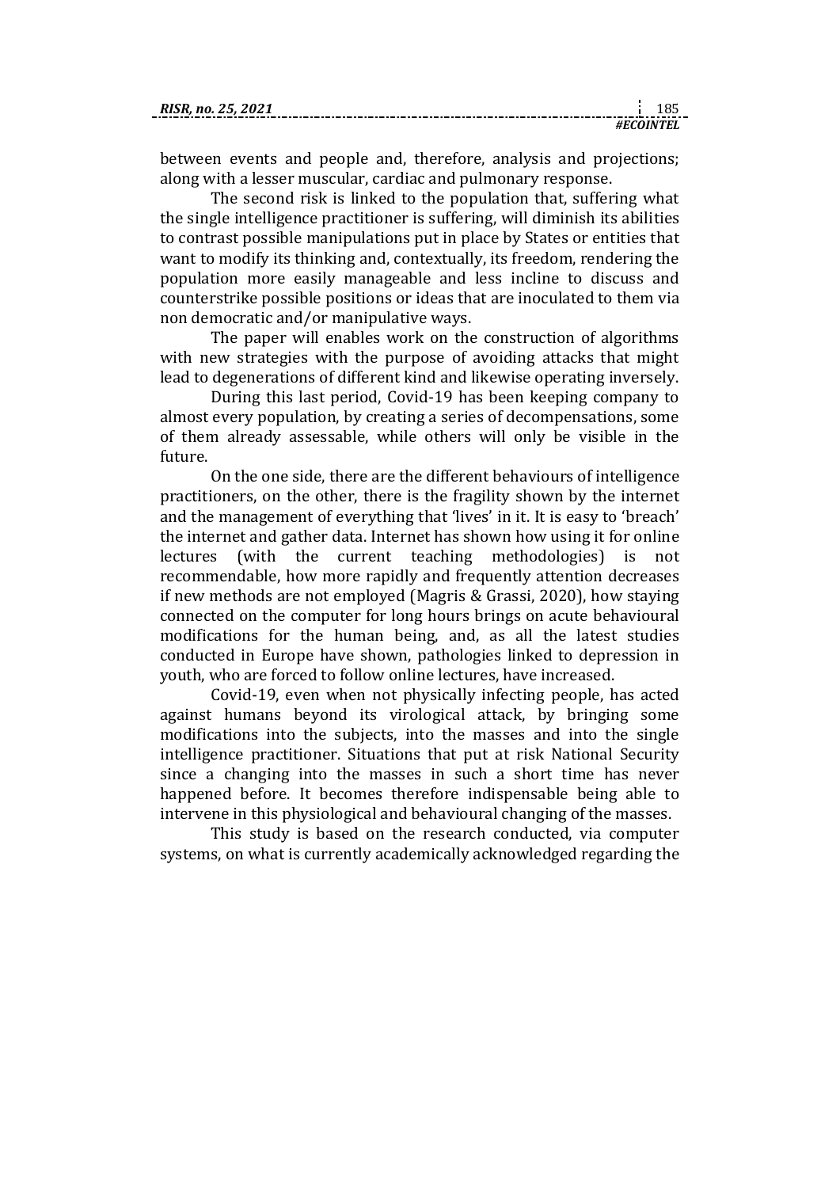between events and people and, therefore, analysis and projections; along with a lesser muscular, cardiac and pulmonary response.

The second risk is linked to the population that, suffering what the single intelligence practitioner is suffering, will diminish its abilities to contrast possible manipulations put in place by States or entities that want to modify its thinking and, contextually, its freedom, rendering the population more easily manageable and less incline to discuss and counterstrike possible positions or ideas that are inoculated to them via non democratic and/or manipulative ways.

The paper will enables work on the construction of algorithms with new strategies with the purpose of avoiding attacks that might lead to degenerations of different kind and likewise operating inversely.

During this last period, Covid-19 has been keeping company to almost every population, by creating a series of decompensations, some of them already assessable, while others will only be visible in the future.

On the one side, there are the different behaviours of intelligence practitioners, on the other, there is the fragility shown by the internet and the management of everything that 'lives' in it. It is easy to 'breach' the internet and gather data. Internet has shown how using it for online lectures (with the current teaching methodologies) is not recommendable, how more rapidly and frequently attention decreases if new methods are not employed (Magris & Grassi, 2020), how staying connected on the computer for long hours brings on acute behavioural modifications for the human being, and, as all the latest studies conducted in Europe have shown, pathologies linked to depression in youth, who are forced to follow online lectures, have increased.

Covid-19, even when not physically infecting people, has acted against humans beyond its virological attack, by bringing some modifications into the subjects, into the masses and into the single intelligence practitioner. Situations that put at risk National Security since a changing into the masses in such a short time has never happened before. It becomes therefore indispensable being able to intervene in this physiological and behavioural changing of the masses.

This study is based on the research conducted, via computer systems, on what is currently academically acknowledged regarding the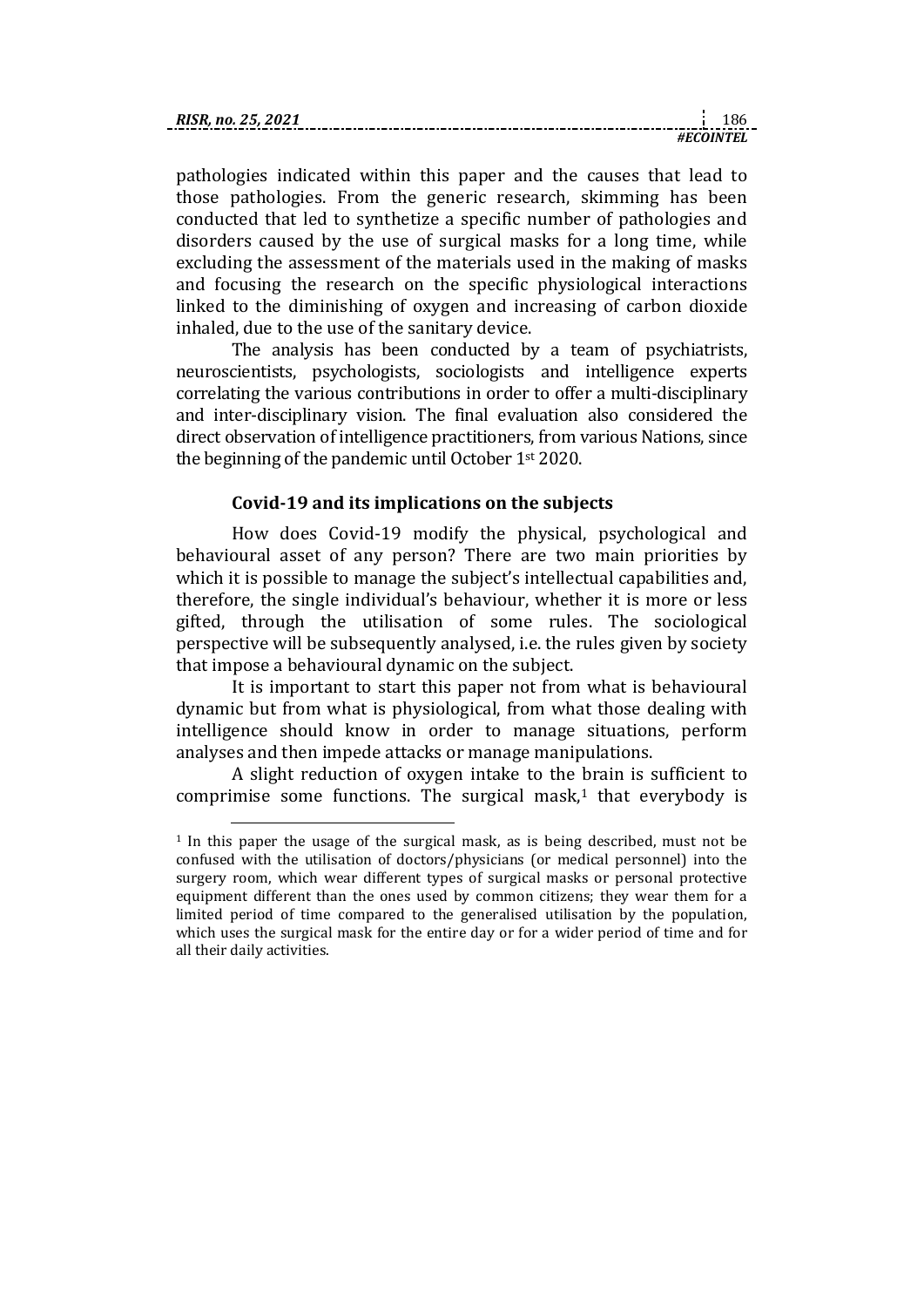pathologies indicated within this paper and the causes that lead to those pathologies. From the generic research, skimming has been conducted that led to synthetize a specific number of pathologies and disorders caused by the use of surgical masks for a long time, while excluding the assessment of the materials used in the making of masks and focusing the research on the specific physiological interactions linked to the diminishing of oxygen and increasing of carbon dioxide inhaled, due to the use of the sanitary device.

The analysis has been conducted by a team of psychiatrists, neuroscientists, psychologists, sociologists and intelligence experts correlating the various contributions in order to offer a multi-disciplinary and inter-disciplinary vision. The final evaluation also considered the direct observation of intelligence practitioners, from various Nations, since the beginning of the pandemic until October 1st 2020.

### Covid-19 and its implications on the subjects

How does Covid-19 modify the physical, psychological and behavioural asset of any person? There are two main priorities by which it is possible to manage the subject's intellectual capabilities and, therefore, the single individual's behaviour, whether it is more or less gifted, through the utilisation of some rules. The sociological perspective will be subsequently analysed, i.e. the rules given by society that impose a behavioural dynamic on the subject.

It is important to start this paper not from what is behavioural dynamic but from what is physiological, from what those dealing with intelligence should know in order to manage situations, perform analyses and then impede attacks or manage manipulations.

A slight reduction of oxygen intake to the brain is sufficient to comprimise some functions. The surgical mask,[1] that everybody is

[1] In this paper the usage of the surgical mask, as is being described, must not be confused with the utilisation of doctors/physicians (or medical personnel) into the surgery room, which wear different types of surgical masks or personal protective equipment different than the ones used by common citizens; they wear them for a limited period of time compared to the generalised utilisation by the population, which uses the surgical mask for the entire day or for a wider period of time and for all their daily activities.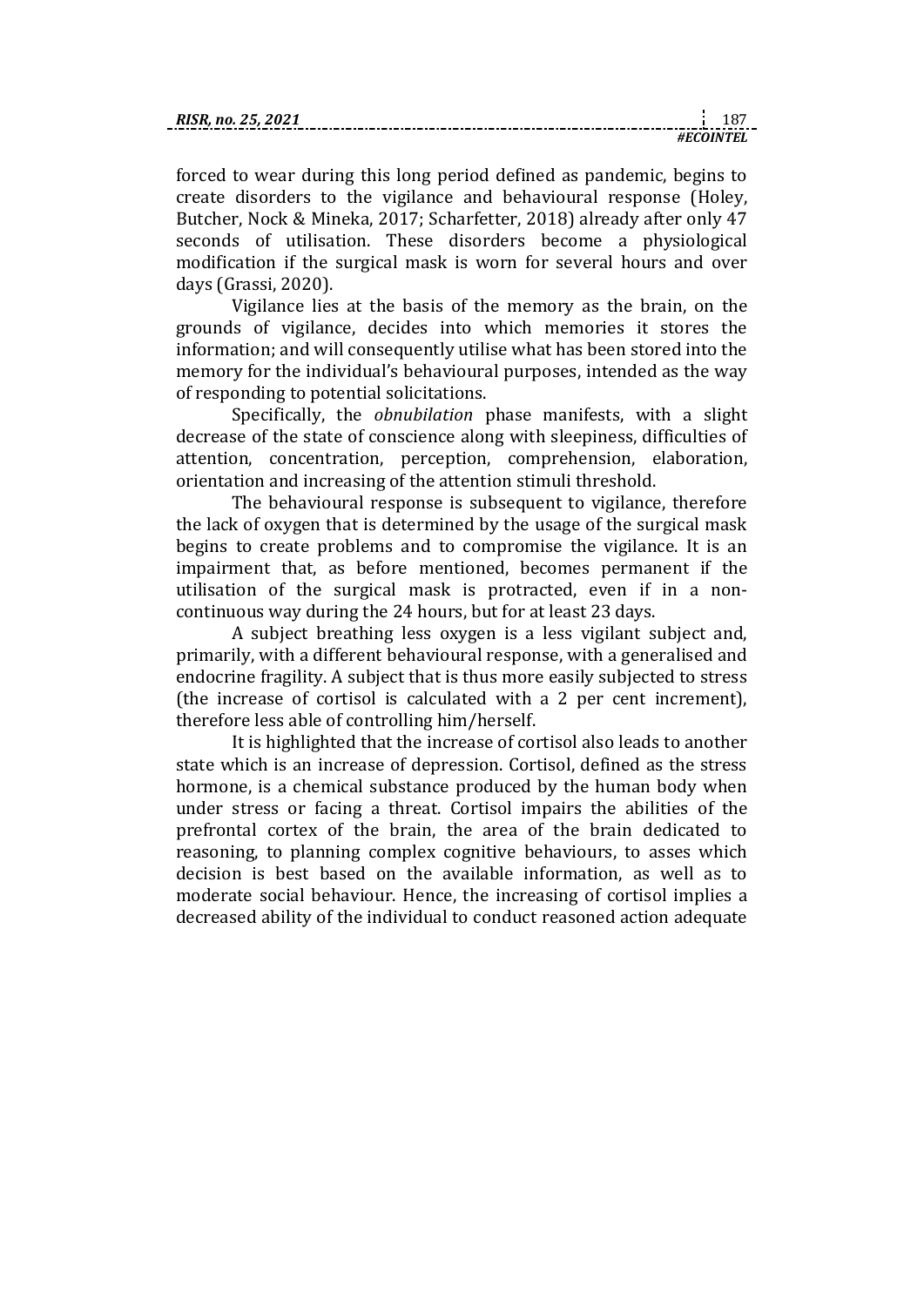forced to wear during this long period defined as pandemic, begins to create disorders to the vigilance and behavioural response (Holey, Butcher, Nock & Mineka, 2017; Scharfetter, 2018) already after only 47 seconds of utilisation. These disorders become a physiological modification if the surgical mask is worn for several hours and over days (Grassi, 2020).

Vigilance lies at the basis of the memory as the brain, on the grounds of vigilance, decides into which memories it stores the information; and will consequently utilise what has been stored into the memory for the individual's behavioural purposes, intended as the way of responding to potential solicitations.

Specifically, the *obnubilation* phase manifests, with a slight decrease of the state of conscience along with sleepiness, difficulties of attention, concentration, perception, comprehension, elaboration, orientation and increasing of the attention stimuli threshold.

The behavioural response is subsequent to vigilance, therefore the lack of oxygen that is determined by the usage of the surgical mask begins to create problems and to compromise the vigilance. It is an impairment that, as before mentioned, becomes permanent if the utilisation of the surgical mask is protracted, even if in a non-continuous way during the 24 hours, but for at least 23 days.

A subject breathing less oxygen is a less vigilant subject and, primarily, with a different behavioural response, with a generalised and endocrine fragility. A subject that is thus more easily subjected to stress (the increase of cortisol is calculated with a 2 per cent increment), therefore less able of controlling him/herself.

It is highlighted that the increase of cortisol also leads to another state which is an increase of depression. Cortisol, defined as the stress hormone, is a chemical substance produced by the human body when under stress or facing a threat. Cortisol impairs the abilities of the prefrontal cortex of the brain, the area of the brain dedicated to reasoning, to planning complex cognitive behaviours, to asses which decision is best based on the available information, as well as to moderate social behaviour. Hence, the increasing of cortisol implies a decreased ability of the individual to conduct reasoned action adequate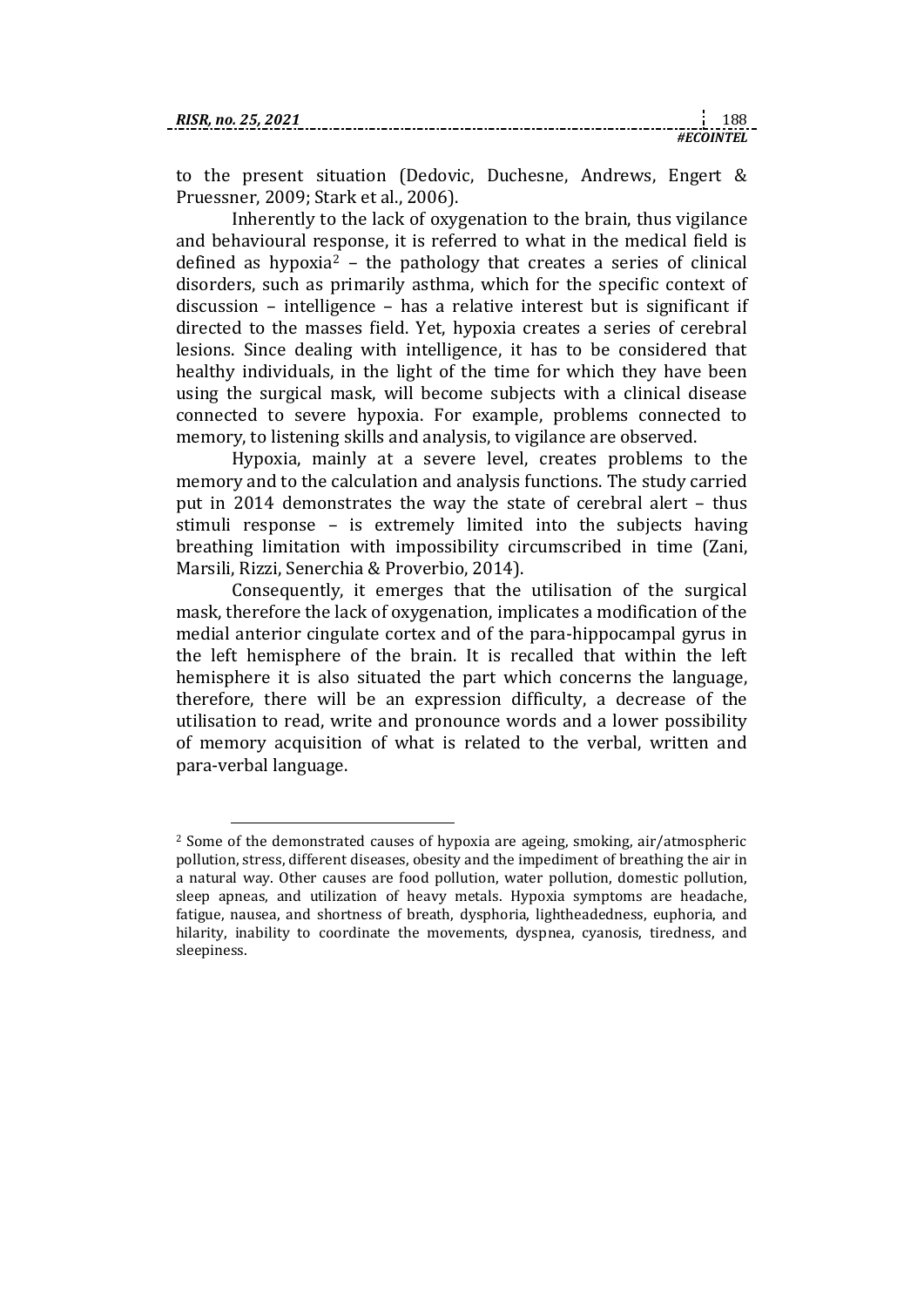to the present situation (Dedovic, Duchesne, Andrews, Engert & Pruessner, 2009; Stark et al., 2006).

Inherently to the lack of oxygenation to the brain, thus vigilance and behavioural response, it is referred to what in the medical field is defined as hypoxia[2] – the pathology that creates a series of clinical disorders, such as primarily asthma, which for the specific context of discussion – intelligence – has a relative interest but is significant if directed to the masses field. Yet, hypoxia creates a series of cerebral lesions. Since dealing with intelligence, it has to be considered that healthy individuals, in the light of the time for which they have been using the surgical mask, will become subjects with a clinical disease connected to severe hypoxia. For example, problems connected to memory, to listening skills and analysis, to vigilance are observed.

Hypoxia, mainly at a severe level, creates problems to the memory and to the calculation and analysis functions. The study carried put in 2014 demonstrates the way the state of cerebral alert – thus stimuli response – is extremely limited into the subjects having breathing limitation with impossibility circumscribed in time (Zani, Marsili, Rizzi, Senerchia & Proverbio, 2014).

Consequently, it emerges that the utilisation of the surgical mask, therefore the lack of oxygenation, implicates a modification of the medial anterior cingulate cortex and of the para-hippocampal gyrus in the left hemisphere of the brain. It is recalled that within the left hemisphere it is also situated the part which concerns the language, therefore, there will be an expression difficulty, a decrease of the utilisation to read, write and pronounce words and a lower possibility of memory acquisition of what is related to the verbal, written and para-verbal language.

---

[2] Some of the demonstrated causes of hypoxia are ageing, smoking, air/atmospheric pollution, stress, different diseases, obesity and the impediment of breathing the air in a natural way. Other causes are food pollution, water pollution, domestic pollution, sleep apneas, and utilization of heavy metals. Hypoxia symptoms are headache, fatigue, nausea, and shortness of breath, dysphoria, lightheadedness, euphoria, and hilarity, inability to coordinate the movements, dyspnea, cyanosis, tiredness, and sleepiness.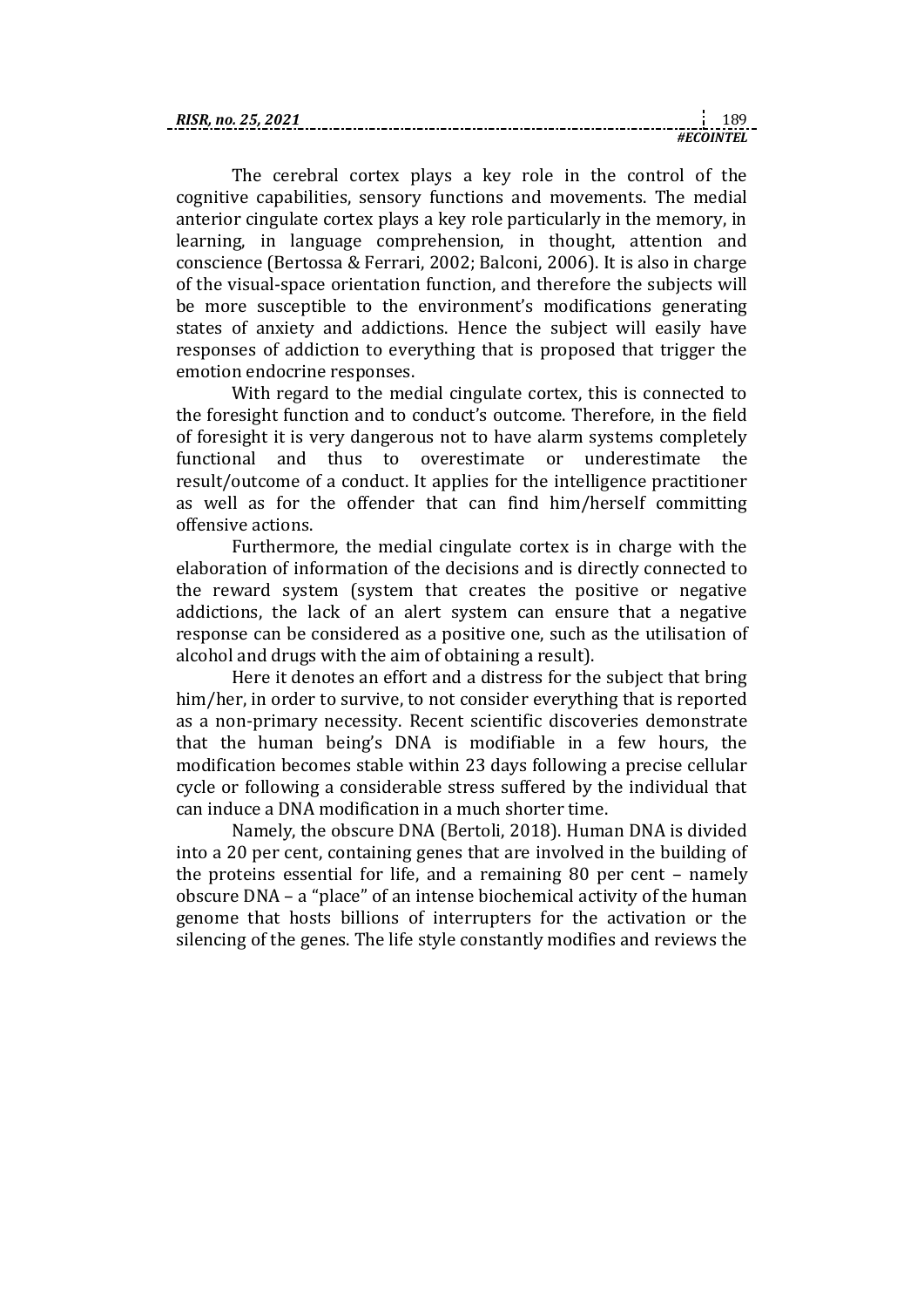The cerebral cortex plays a key role in the control of the cognitive capabilities, sensory functions and movements. The medial anterior cingulate cortex plays a key role particularly in the memory, in learning, in language comprehension, in thought, attention and conscience (Bertossa & Ferrari, 2002; Balconi, 2006). It is also in charge of the visual-space orientation function, and therefore the subjects will be more susceptible to the environment's modifications generating states of anxiety and addictions. Hence the subject will easily have responses of addiction to everything that is proposed that trigger the emotion endocrine responses.

With regard to the medial cingulate cortex, this is connected to the foresight function and to conduct's outcome. Therefore, in the field of foresight it is very dangerous not to have alarm systems completely functional and thus to overestimate or underestimate the result/outcome of a conduct. It applies for the intelligence practitioner as well as for the offender that can find him/herself committing offensive actions.

Furthermore, the medial cingulate cortex is in charge with the elaboration of information of the decisions and is directly connected to the reward system (system that creates the positive or negative addictions, the lack of an alert system can ensure that a negative response can be considered as a positive one, such as the utilisation of alcohol and drugs with the aim of obtaining a result).

Here it denotes an effort and a distress for the subject that bring him/her, in order to survive, to not consider everything that is reported as a non-primary necessity. Recent scientific discoveries demonstrate that the human being's DNA is modifiable in a few hours, the modification becomes stable within 23 days following a precise cellular cycle or following a considerable stress suffered by the individual that can induce a DNA modification in a much shorter time.

Namely, the obscure DNA (Bertoli, 2018). Human DNA is divided into a 20 per cent, containing genes that are involved in the building of the proteins essential for life, and a remaining 80 per cent – namely obscure DNA – a "place" of an intense biochemical activity of the human genome that hosts billions of interrupters for the activation or the silencing of the genes. The life style constantly modifies and reviews the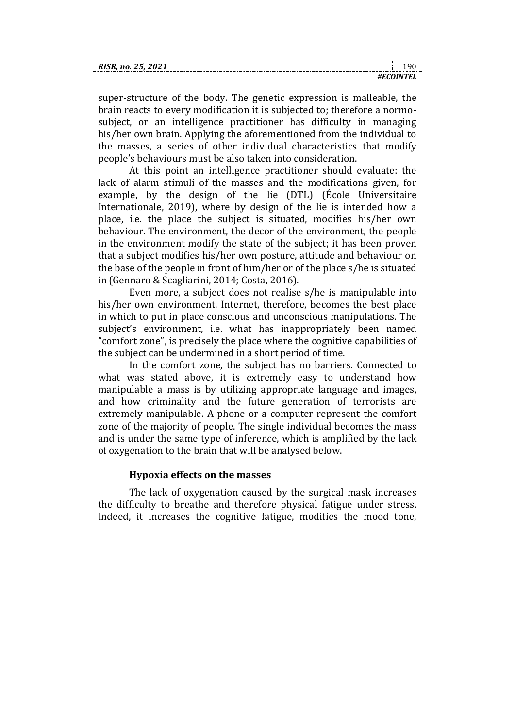super-structure of the body. The genetic expression is malleable, the brain reacts to every modification it is subjected to; therefore a normo-subject, or an intelligence practitioner has difficulty in managing his/her own brain. Applying the aforementioned from the individual to the masses, a series of other individual characteristics that modify people's behaviours must be also taken into consideration.

At this point an intelligence practitioner should evaluate: the lack of alarm stimuli of the masses and the modifications given, for example, by the design of the lie (DTL) (École Universitaire Internationale, 2019), where by design of the lie is intended how a place, i.e. the place the subject is situated, modifies his/her own behaviour. The environment, the decor of the environment, the people in the environment modify the state of the subject; it has been proven that a subject modifies his/her own posture, attitude and behaviour on the base of the people in front of him/her or of the place s/he is situated in (Gennaro & Scagliarini, 2014; Costa, 2016).

Even more, a subject does not realise s/he is manipulable into his/her own environment. Internet, therefore, becomes the best place in which to put in place conscious and unconscious manipulations. The subject's environment, i.e. what has inappropriately been named "comfort zone", is precisely the place where the cognitive capabilities of the subject can be undermined in a short period of time.

In the comfort zone, the subject has no barriers. Connected to what was stated above, it is extremely easy to understand how manipulable a mass is by utilizing appropriate language and images, and how criminality and the future generation of terrorists are extremely manipulable. A phone or a computer represent the comfort zone of the majority of people. The single individual becomes the mass and is under the same type of inference, which is amplified by the lack of oxygenation to the brain that will be analysed below.

### Hypoxia effects on the masses

The lack of oxygenation caused by the surgical mask increases the difficulty to breathe and therefore physical fatigue under stress. Indeed, it increases the cognitive fatigue, modifies the mood tone,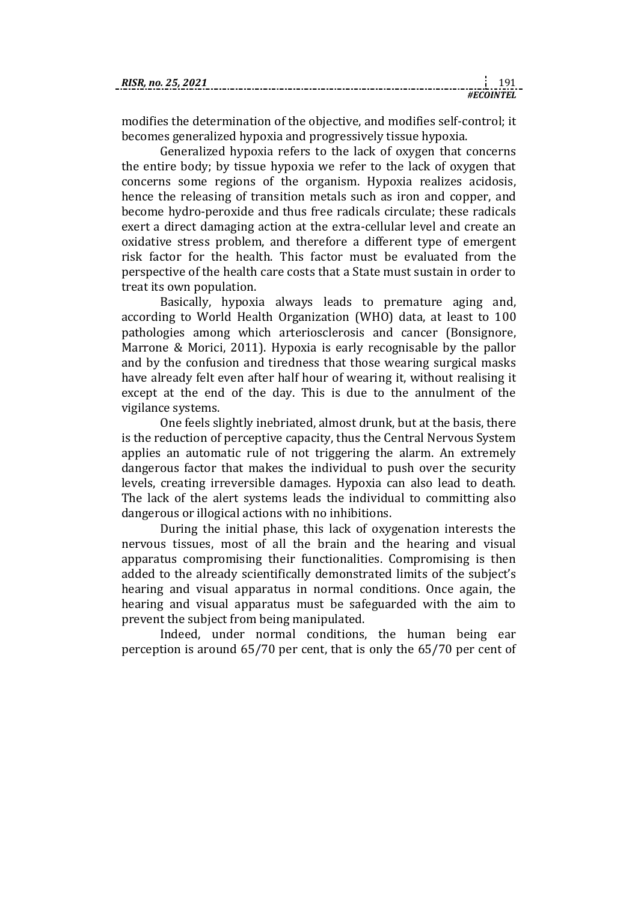modifies the determination of the objective, and modifies self-control; it becomes generalized hypoxia and progressively tissue hypoxia.

Generalized hypoxia refers to the lack of oxygen that concerns the entire body; by tissue hypoxia we refer to the lack of oxygen that concerns some regions of the organism. Hypoxia realizes acidosis, hence the releasing of transition metals such as iron and copper, and become hydro-peroxide and thus free radicals circulate; these radicals exert a direct damaging action at the extra-cellular level and create an oxidative stress problem, and therefore a different type of emergent risk factor for the health. This factor must be evaluated from the perspective of the health care costs that a State must sustain in order to treat its own population.

Basically, hypoxia always leads to premature aging and, according to World Health Organization (WHO) data, at least to 100 pathologies among which arteriosclerosis and cancer (Bonsignore, Marrone & Morici, 2011). Hypoxia is early recognisable by the pallor and by the confusion and tiredness that those wearing surgical masks have already felt even after half hour of wearing it, without realising it except at the end of the day. This is due to the annulment of the vigilance systems.

One feels slightly inebriated, almost drunk, but at the basis, there is the reduction of perceptive capacity, thus the Central Nervous System applies an automatic rule of not triggering the alarm. An extremely dangerous factor that makes the individual to push over the security levels, creating irreversible damages. Hypoxia can also lead to death. The lack of the alert systems leads the individual to committing also dangerous or illogical actions with no inhibitions.

During the initial phase, this lack of oxygenation interests the nervous tissues, most of all the brain and the hearing and visual apparatus compromising their functionalities. Compromising is then added to the already scientifically demonstrated limits of the subject's hearing and visual apparatus in normal conditions. Once again, the hearing and visual apparatus must be safeguarded with the aim to prevent the subject from being manipulated.

Indeed, under normal conditions, the human being ear perception is around 65/70 per cent, that is only the 65/70 per cent of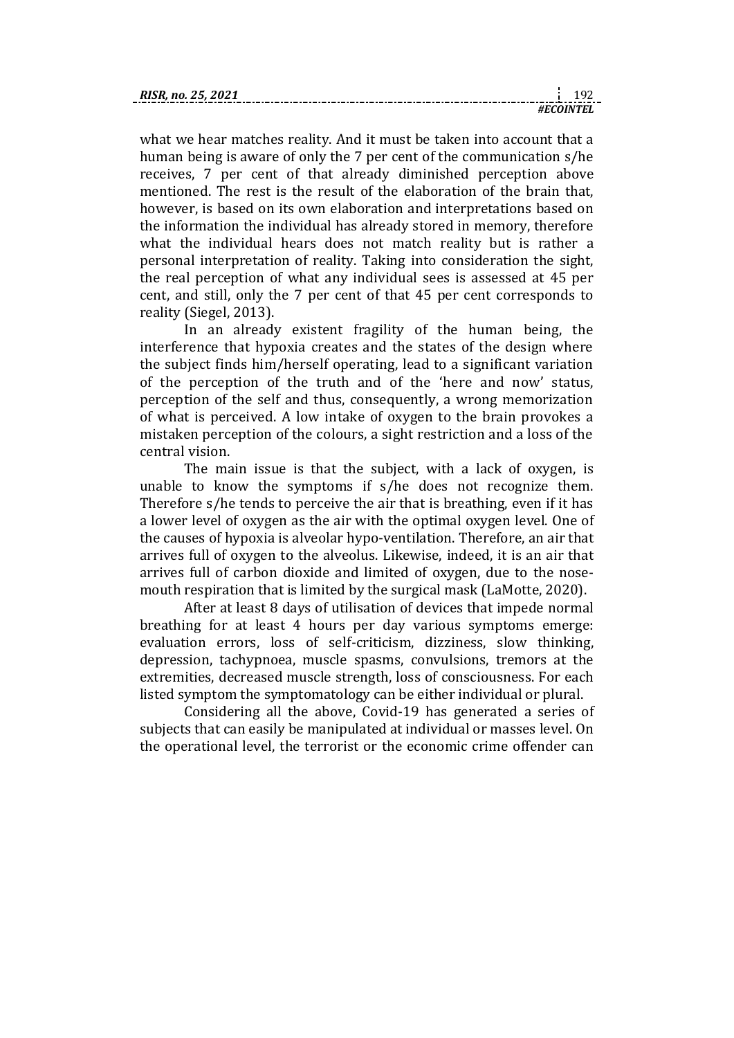what we hear matches reality. And it must be taken into account that a human being is aware of only the 7 per cent of the communication s/he receives, 7 per cent of that already diminished perception above mentioned. The rest is the result of the elaboration of the brain that, however, is based on its own elaboration and interpretations based on the information the individual has already stored in memory, therefore what the individual hears does not match reality but is rather a personal interpretation of reality. Taking into consideration the sight, the real perception of what any individual sees is assessed at 45 per cent, and still, only the 7 per cent of that 45 per cent corresponds to reality (Siegel, 2013).

In an already existent fragility of the human being, the interference that hypoxia creates and the states of the design where the subject finds him/herself operating, lead to a significant variation of the perception of the truth and of the 'here and now' status, perception of the self and thus, consequently, a wrong memorization of what is perceived. A low intake of oxygen to the brain provokes a mistaken perception of the colours, a sight restriction and a loss of the central vision.

The main issue is that the subject, with a lack of oxygen, is unable to know the symptoms if s/he does not recognize them. Therefore s/he tends to perceive the air that is breathing, even if it has a lower level of oxygen as the air with the optimal oxygen level. One of the causes of hypoxia is alveolar hypo-ventilation. Therefore, an air that arrives full of oxygen to the alveolus. Likewise, indeed, it is an air that arrives full of carbon dioxide and limited of oxygen, due to the nose-mouth respiration that is limited by the surgical mask (LaMotte, 2020).

After at least 8 days of utilisation of devices that impede normal breathing for at least 4 hours per day various symptoms emerge: evaluation errors, loss of self-criticism, dizziness, slow thinking, depression, tachypnoea, muscle spasms, convulsions, tremors at the extremities, decreased muscle strength, loss of consciousness. For each listed symptom the symptomatology can be either individual or plural.

Considering all the above, Covid-19 has generated a series of subjects that can easily be manipulated at individual or masses level. On the operational level, the terrorist or the economic crime offender can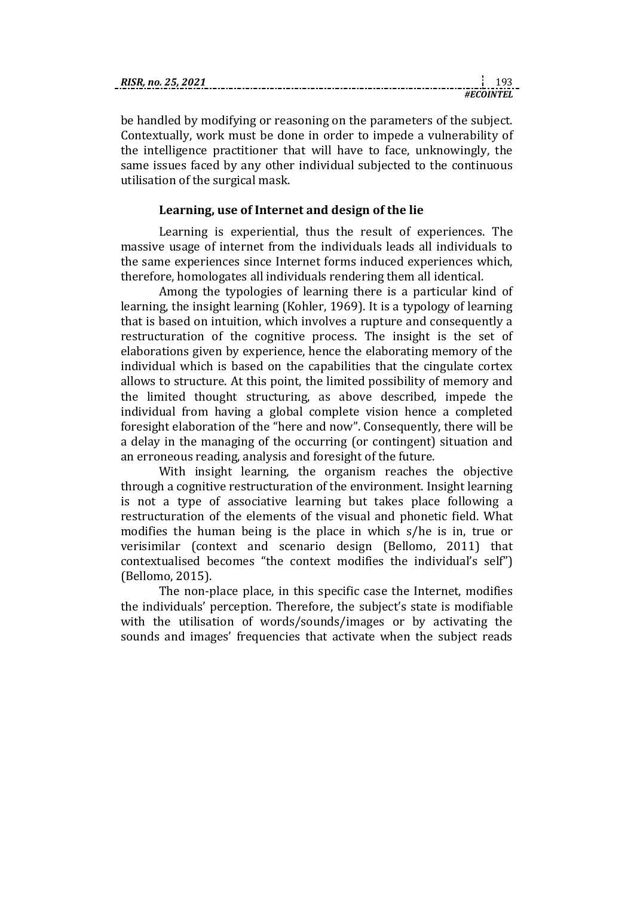be handled by modifying or reasoning on the parameters of the subject. Contextually, work must be done in order to impede a vulnerability of the intelligence practitioner that will have to face, unknowingly, the same issues faced by any other individual subjected to the continuous utilisation of the surgical mask.

### Learning, use of Internet and design of the lie

Learning is experiential, thus the result of experiences. The massive usage of internet from the individuals leads all individuals to the same experiences since Internet forms induced experiences which, therefore, homologates all individuals rendering them all identical.

Among the typologies of learning there is a particular kind of learning, the insight learning (Kohler, 1969). It is a typology of learning that is based on intuition, which involves a rupture and consequently a restructuration of the cognitive process. The insight is the set of elaborations given by experience, hence the elaborating memory of the individual which is based on the capabilities that the cingulate cortex allows to structure. At this point, the limited possibility of memory and the limited thought structuring, as above described, impede the individual from having a global complete vision hence a completed foresight elaboration of the "here and now". Consequently, there will be a delay in the managing of the occurring (or contingent) situation and an erroneous reading, analysis and foresight of the future.

With insight learning, the organism reaches the objective through a cognitive restructuration of the environment. Insight learning is not a type of associative learning but takes place following a restructuration of the elements of the visual and phonetic field. What modifies the human being is the place in which s/he is in, true or verisimilar (context and scenario design (Bellomo, 2011) that contextualised becomes "the context modifies the individual's self") (Bellomo, 2015).

The non-place place, in this specific case the Internet, modifies the individuals' perception. Therefore, the subject's state is modifiable with the utilisation of words/sounds/images or by activating the sounds and images' frequencies that activate when the subject reads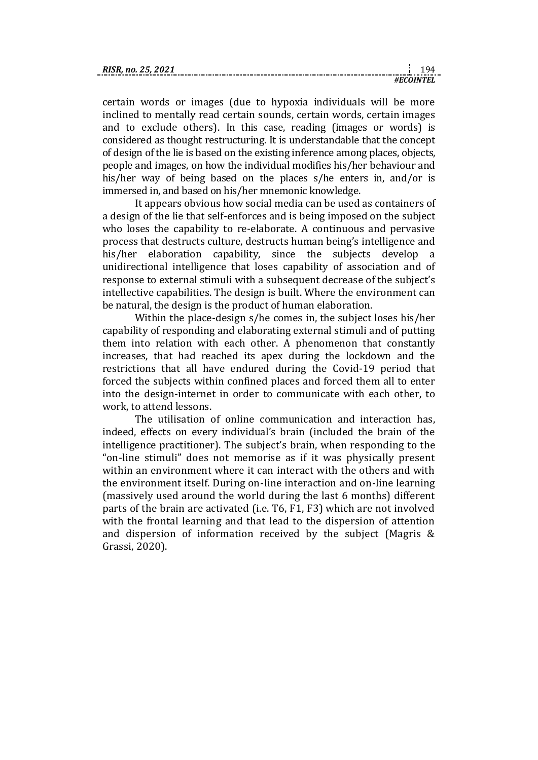certain words or images (due to hypoxia individuals will be more inclined to mentally read certain sounds, certain words, certain images and to exclude others). In this case, reading (images or words) is considered as thought restructuring. It is understandable that the concept of design of the lie is based on the existing inference among places, objects, people and images, on how the individual modifies his/her behaviour and his/her way of being based on the places s/he enters in, and/or is immersed in, and based on his/her mnemonic knowledge.

It appears obvious how social media can be used as containers of a design of the lie that self-enforces and is being imposed on the subject who loses the capability to re-elaborate. A continuous and pervasive process that destructs culture, destructs human being's intelligence and his/her elaboration capability, since the subjects develop a unidirectional intelligence that loses capability of association and of response to external stimuli with a subsequent decrease of the subject's intellective capabilities. The design is built. Where the environment can be natural, the design is the product of human elaboration.

Within the place-design s/he comes in, the subject loses his/her capability of responding and elaborating external stimuli and of putting them into relation with each other. A phenomenon that constantly increases, that had reached its apex during the lockdown and the restrictions that all have endured during the Covid-19 period that forced the subjects within confined places and forced them all to enter into the design-internet in order to communicate with each other, to work, to attend lessons.

The utilisation of online communication and interaction has, indeed, effects on every individual's brain (included the brain of the intelligence practitioner). The subject's brain, when responding to the "on-line stimuli" does not memorise as if it was physically present within an environment where it can interact with the others and with the environment itself. During on-line interaction and on-line learning (massively used around the world during the last 6 months) different parts of the brain are activated (i.e. T6, F1, F3) which are not involved with the frontal learning and that lead to the dispersion of attention and dispersion of information received by the subject (Magris & Grassi, 2020).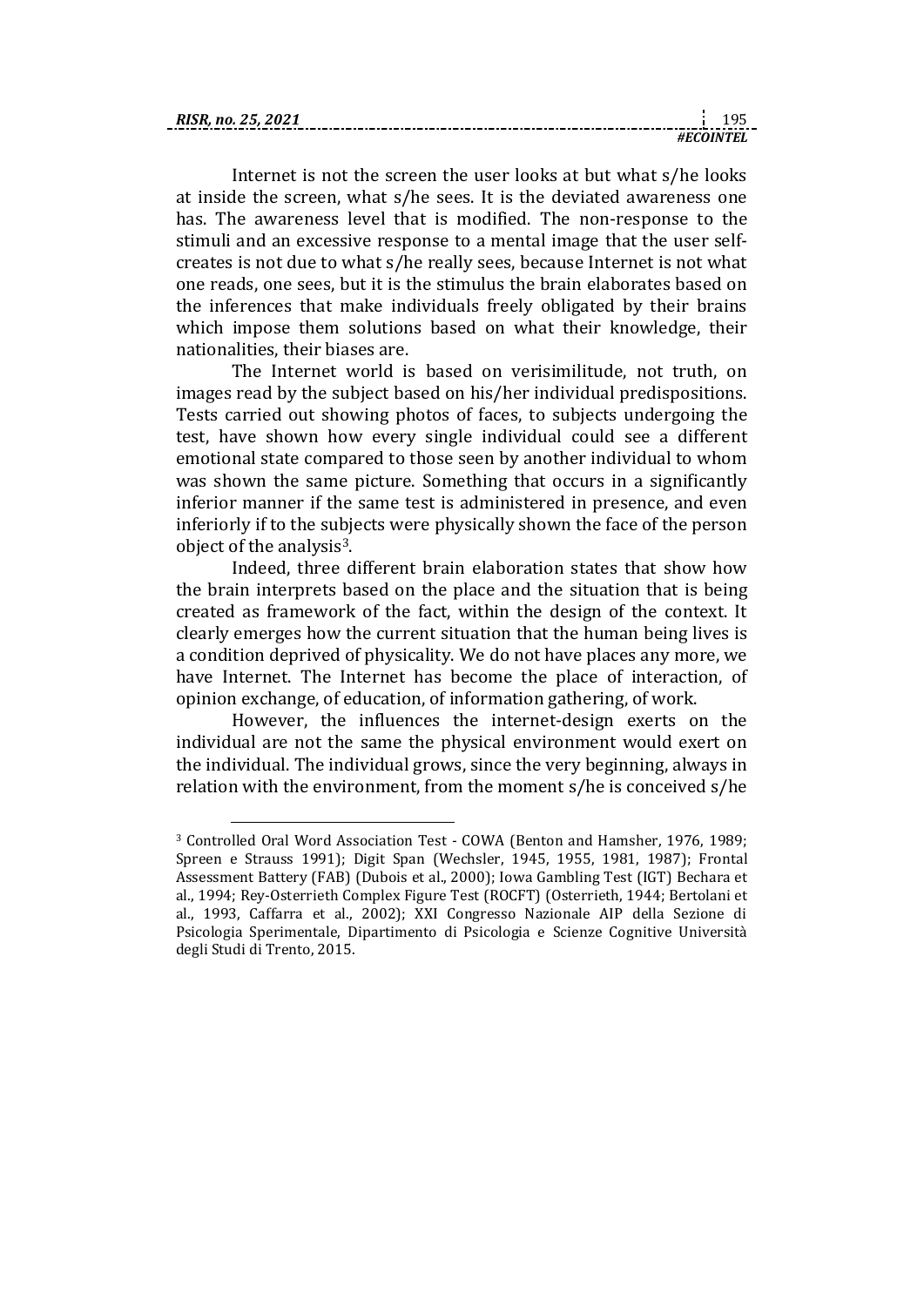Internet is not the screen the user looks at but what s/he looks at inside the screen, what s/he sees. It is the deviated awareness one has. The awareness level that is modified. The non-response to the stimuli and an excessive response to a mental image that the user self-creates is not due to what s/he really sees, because Internet is not what one reads, one sees, but it is the stimulus the brain elaborates based on the inferences that make individuals freely obligated by their brains which impose them solutions based on what their knowledge, their nationalities, their biases are.

The Internet world is based on verisimilitude, not truth, on images read by the subject based on his/her individual predispositions. Tests carried out showing photos of faces, to subjects undergoing the test, have shown how every single individual could see a different emotional state compared to those seen by another individual to whom was shown the same picture. Something that occurs in a significantly inferior manner if the same test is administered in presence, and even inferiorly if to the subjects were physically shown the face of the person object of the analysis[3].

Indeed, three different brain elaboration states that show how the brain interprets based on the place and the situation that is being created as framework of the fact, within the design of the context. It clearly emerges how the current situation that the human being lives is a condition deprived of physicality. We do not have places any more, we have Internet. The Internet has become the place of interaction, of opinion exchange, of education, of information gathering, of work.

However, the influences the internet-design exerts on the individual are not the same the physical environment would exert on the individual. The individual grows, since the very beginning, always in relation with the environment, from the moment s/he is conceived s/he

---

[3] Controlled Oral Word Association Test - COWA (Benton and Hamsher, 1976, 1989; Spreen e Strauss 1991); Digit Span (Wechsler, 1945, 1955, 1981, 1987); Frontal Assessment Battery (FAB) (Dubois et al., 2000); Iowa Gambling Test (IGT) Bechara et al., 1994; Rey-Osterrieth Complex Figure Test (ROCFT) (Osterrieth, 1944; Bertolani et al., 1993, Caffarra et al., 2002); XXI Congresso Nazionale AIP della Sezione di Psicologia Sperimentale, Dipartimento di Psicologia e Scienze Cognitive Università degli Studi di Trento, 2015.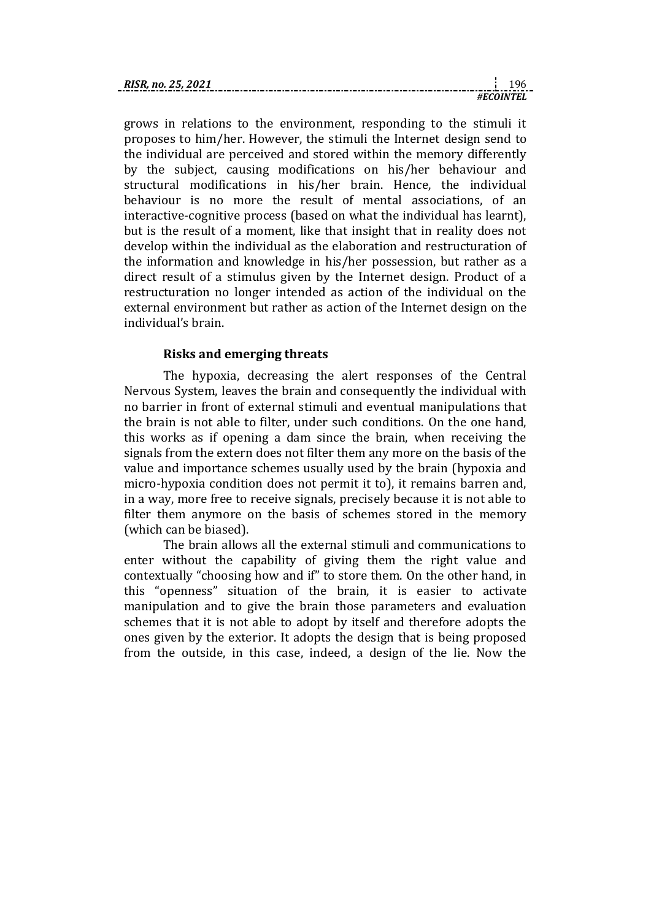grows in relations to the environment, responding to the stimuli it proposes to him/her. However, the stimuli the Internet design send to the individual are perceived and stored within the memory differently by the subject, causing modifications on his/her behaviour and structural modifications in his/her brain. Hence, the individual behaviour is no more the result of mental associations, of an interactive-cognitive process (based on what the individual has learnt), but is the result of a moment, like that insight that in reality does not develop within the individual as the elaboration and restructuration of the information and knowledge in his/her possession, but rather as a direct result of a stimulus given by the Internet design. Product of a restructuration no longer intended as action of the individual on the external environment but rather as action of the Internet design on the individual's brain.

### Risks and emerging threats

The hypoxia, decreasing the alert responses of the Central Nervous System, leaves the brain and consequently the individual with no barrier in front of external stimuli and eventual manipulations that the brain is not able to filter, under such conditions. On the one hand, this works as if opening a dam since the brain, when receiving the signals from the extern does not filter them any more on the basis of the value and importance schemes usually used by the brain (hypoxia and micro-hypoxia condition does not permit it to), it remains barren and, in a way, more free to receive signals, precisely because it is not able to filter them anymore on the basis of schemes stored in the memory (which can be biased).

The brain allows all the external stimuli and communications to enter without the capability of giving them the right value and contextually "choosing how and if" to store them. On the other hand, in this "openness" situation of the brain, it is easier to activate manipulation and to give the brain those parameters and evaluation schemes that it is not able to adopt by itself and therefore adopts the ones given by the exterior. It adopts the design that is being proposed from the outside, in this case, indeed, a design of the lie. Now the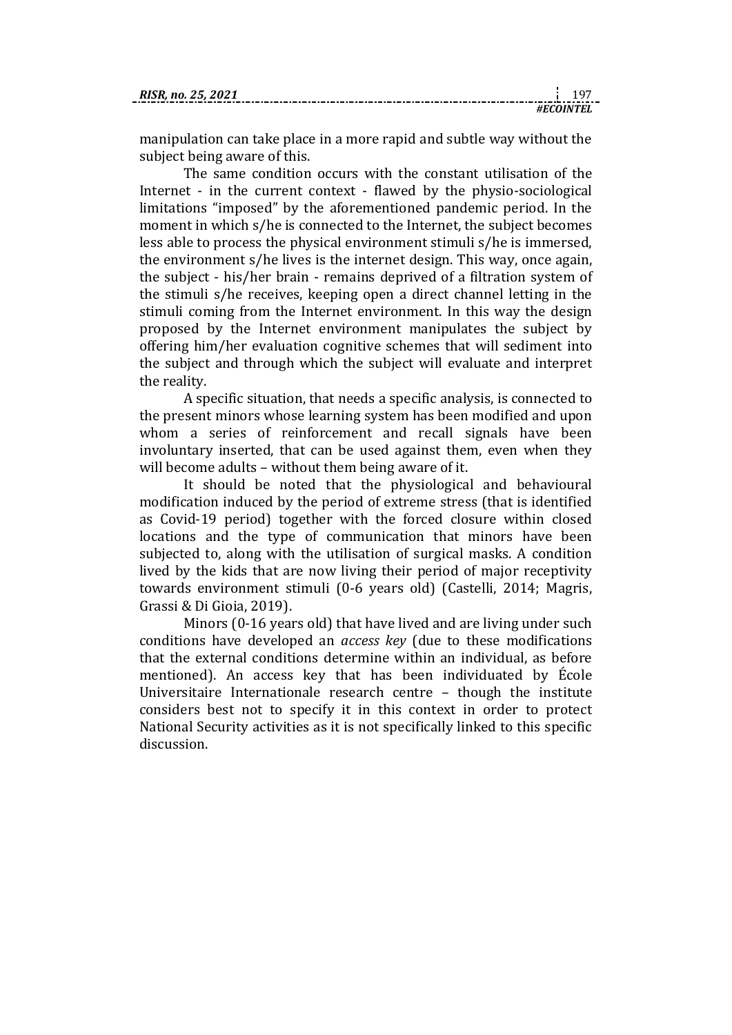manipulation can take place in a more rapid and subtle way without the subject being aware of this.

The same condition occurs with the constant utilisation of the Internet - in the current context - flawed by the physio-sociological limitations "imposed" by the aforementioned pandemic period. In the moment in which s/he is connected to the Internet, the subject becomes less able to process the physical environment stimuli s/he is immersed, the environment s/he lives is the internet design. This way, once again, the subject - his/her brain - remains deprived of a filtration system of the stimuli s/he receives, keeping open a direct channel letting in the stimuli coming from the Internet environment. In this way the design proposed by the Internet environment manipulates the subject by offering him/her evaluation cognitive schemes that will sediment into the subject and through which the subject will evaluate and interpret the reality.

A specific situation, that needs a specific analysis, is connected to the present minors whose learning system has been modified and upon whom a series of reinforcement and recall signals have been involuntary inserted, that can be used against them, even when they will become adults – without them being aware of it.

It should be noted that the physiological and behavioural modification induced by the period of extreme stress (that is identified as Covid-19 period) together with the forced closure within closed locations and the type of communication that minors have been subjected to, along with the utilisation of surgical masks. A condition lived by the kids that are now living their period of major receptivity towards environment stimuli (0-6 years old) (Castelli, 2014; Magris, Grassi & Di Gioia, 2019).

Minors (0-16 years old) that have lived and are living under such conditions have developed an *access key* (due to these modifications that the external conditions determine within an individual, as before mentioned). An access key that has been individuated by École Universitaire Internationale research centre – though the institute considers best not to specify it in this context in order to protect National Security activities as it is not specifically linked to this specific discussion.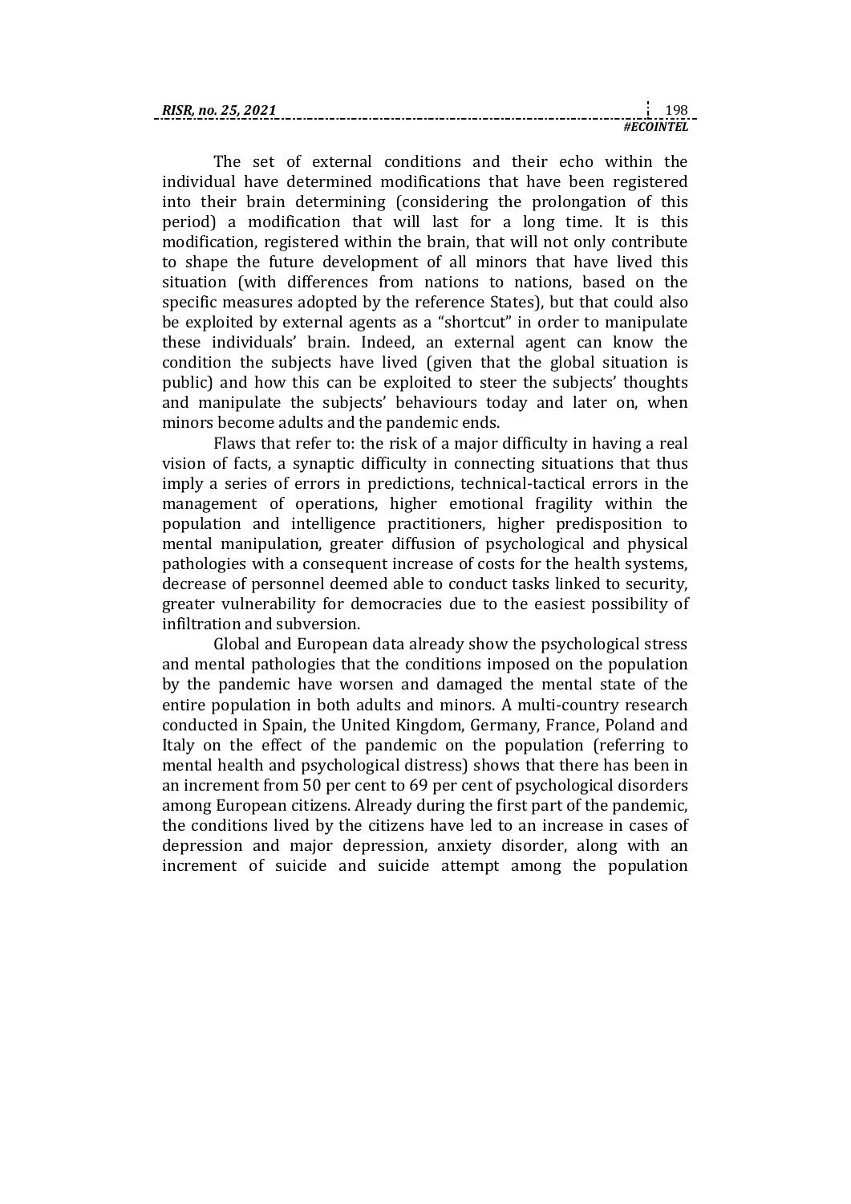The set of external conditions and their echo within the individual have determined modifications that have been registered into their brain determining (considering the prolongation of this period) a modification that will last for a long time. It is this modification, registered within the brain, that will not only contribute to shape the future development of all minors that have lived this situation (with differences from nations to nations, based on the specific measures adopted by the reference States), but that could also be exploited by external agents as a "shortcut" in order to manipulate these individuals' brain. Indeed, an external agent can know the condition the subjects have lived (given that the global situation is public) and how this can be exploited to steer the subjects' thoughts and manipulate the subjects' behaviours today and later on, when minors become adults and the pandemic ends.

Flaws that refer to: the risk of a major difficulty in having a real vision of facts, a synaptic difficulty in connecting situations that thus imply a series of errors in predictions, technical-tactical errors in the management of operations, higher emotional fragility within the population and intelligence practitioners, higher predisposition to mental manipulation, greater diffusion of psychological and physical pathologies with a consequent increase of costs for the health systems, decrease of personnel deemed able to conduct tasks linked to security, greater vulnerability for democracies due to the easiest possibility of infiltration and subversion.

Global and European data already show the psychological stress and mental pathologies that the conditions imposed on the population by the pandemic have worsen and damaged the mental state of the entire population in both adults and minors. A multi-country research conducted in Spain, the United Kingdom, Germany, France, Poland and Italy on the effect of the pandemic on the population (referring to mental health and psychological distress) shows that there has been in an increment from 50 per cent to 69 per cent of psychological disorders among European citizens. Already during the first part of the pandemic, the conditions lived by the citizens have led to an increase in cases of depression and major depression, anxiety disorder, along with an increment of suicide and suicide attempt among the population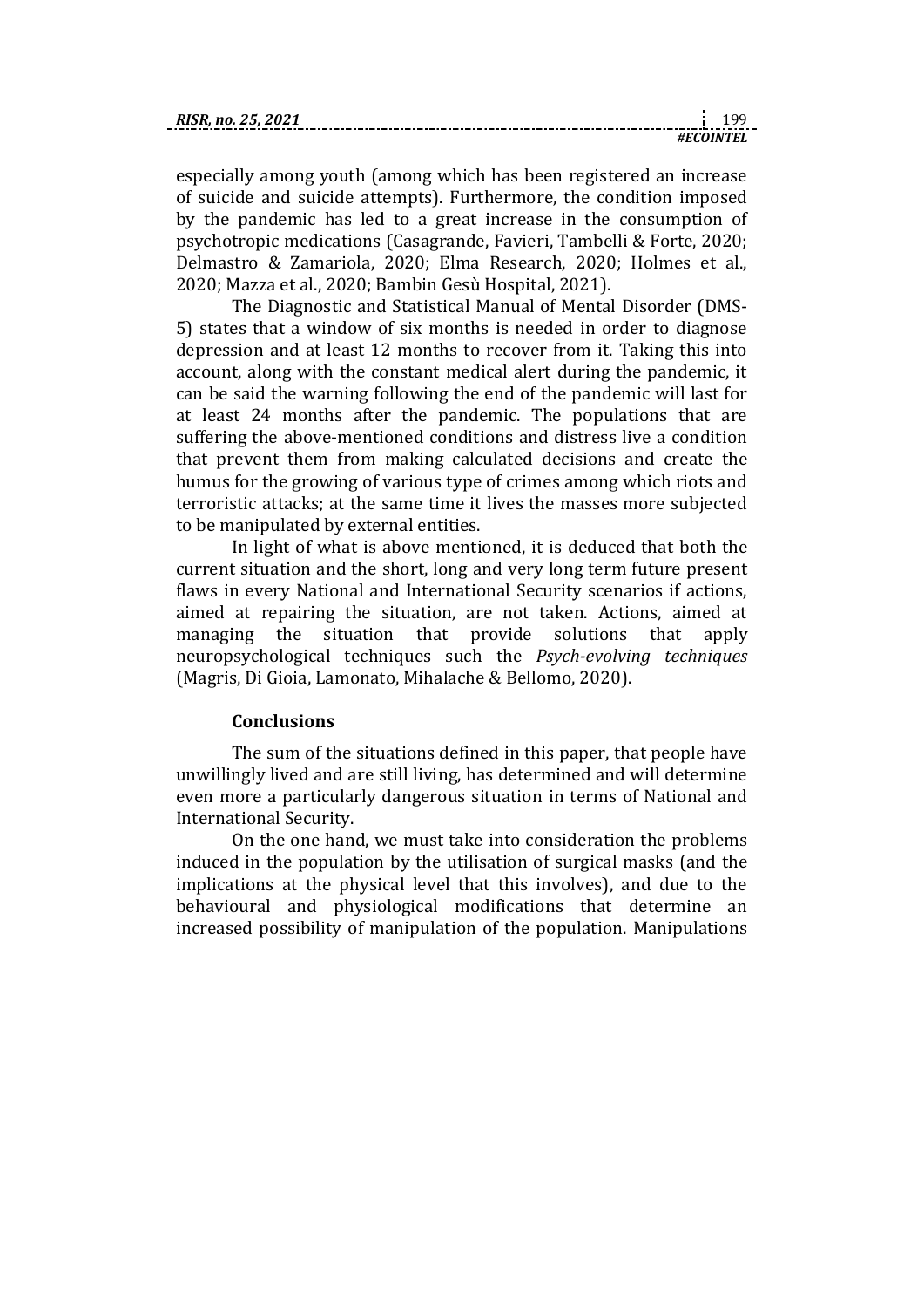especially among youth (among which has been registered an increase of suicide and suicide attempts). Furthermore, the condition imposed by the pandemic has led to a great increase in the consumption of psychotropic medications (Casagrande, Favieri, Tambelli & Forte, 2020; Delmastro & Zamariola, 2020; Elma Research, 2020; Holmes et al., 2020; Mazza et al., 2020; Bambin Gesù Hospital, 2021).

The Diagnostic and Statistical Manual of Mental Disorder (DMS-5) states that a window of six months is needed in order to diagnose depression and at least 12 months to recover from it. Taking this into account, along with the constant medical alert during the pandemic, it can be said the warning following the end of the pandemic will last for at least 24 months after the pandemic. The populations that are suffering the above-mentioned conditions and distress live a condition that prevent them from making calculated decisions and create the humus for the growing of various type of crimes among which riots and terroristic attacks; at the same time it lives the masses more subjected to be manipulated by external entities.

In light of what is above mentioned, it is deduced that both the current situation and the short, long and very long term future present flaws in every National and International Security scenarios if actions, aimed at repairing the situation, are not taken. Actions, aimed at managing the situation that provide solutions that apply neuropsychological techniques such the *Psych-evolving techniques* (Magris, Di Gioia, Lamonato, Mihalache & Bellomo, 2020).

## Conclusions

The sum of the situations defined in this paper, that people have unwillingly lived and are still living, has determined and will determine even more a particularly dangerous situation in terms of National and International Security.

On the one hand, we must take into consideration the problems induced in the population by the utilisation of surgical masks (and the implications at the physical level that this involves), and due to the behavioural and physiological modifications that determine an increased possibility of manipulation of the population. Manipulations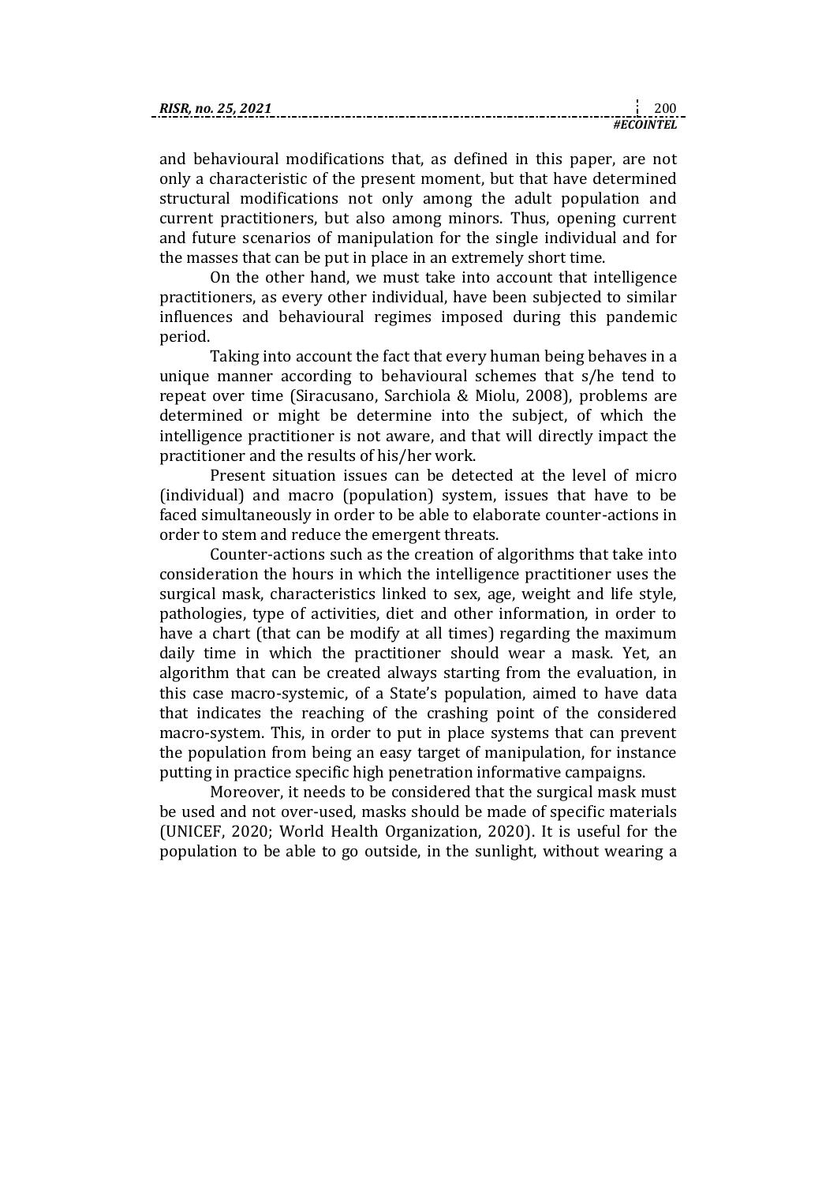and behavioural modifications that, as defined in this paper, are not only a characteristic of the present moment, but that have determined structural modifications not only among the adult population and current practitioners, but also among minors. Thus, opening current and future scenarios of manipulation for the single individual and for the masses that can be put in place in an extremely short time.

On the other hand, we must take into account that intelligence practitioners, as every other individual, have been subjected to similar influences and behavioural regimes imposed during this pandemic period.

Taking into account the fact that every human being behaves in a unique manner according to behavioural schemes that s/he tend to repeat over time (Siracusano, Sarchiola & Miolu, 2008), problems are determined or might be determine into the subject, of which the intelligence practitioner is not aware, and that will directly impact the practitioner and the results of his/her work.

Present situation issues can be detected at the level of micro (individual) and macro (population) system, issues that have to be faced simultaneously in order to be able to elaborate counter-actions in order to stem and reduce the emergent threats.

Counter-actions such as the creation of algorithms that take into consideration the hours in which the intelligence practitioner uses the surgical mask, characteristics linked to sex, age, weight and life style, pathologies, type of activities, diet and other information, in order to have a chart (that can be modify at all times) regarding the maximum daily time in which the practitioner should wear a mask. Yet, an algorithm that can be created always starting from the evaluation, in this case macro-systemic, of a State's population, aimed to have data that indicates the reaching of the crashing point of the considered macro-system. This, in order to put in place systems that can prevent the population from being an easy target of manipulation, for instance putting in practice specific high penetration informative campaigns.

Moreover, it needs to be considered that the surgical mask must be used and not over-used, masks should be made of specific materials (UNICEF, 2020; World Health Organization, 2020). It is useful for the population to be able to go outside, in the sunlight, without wearing a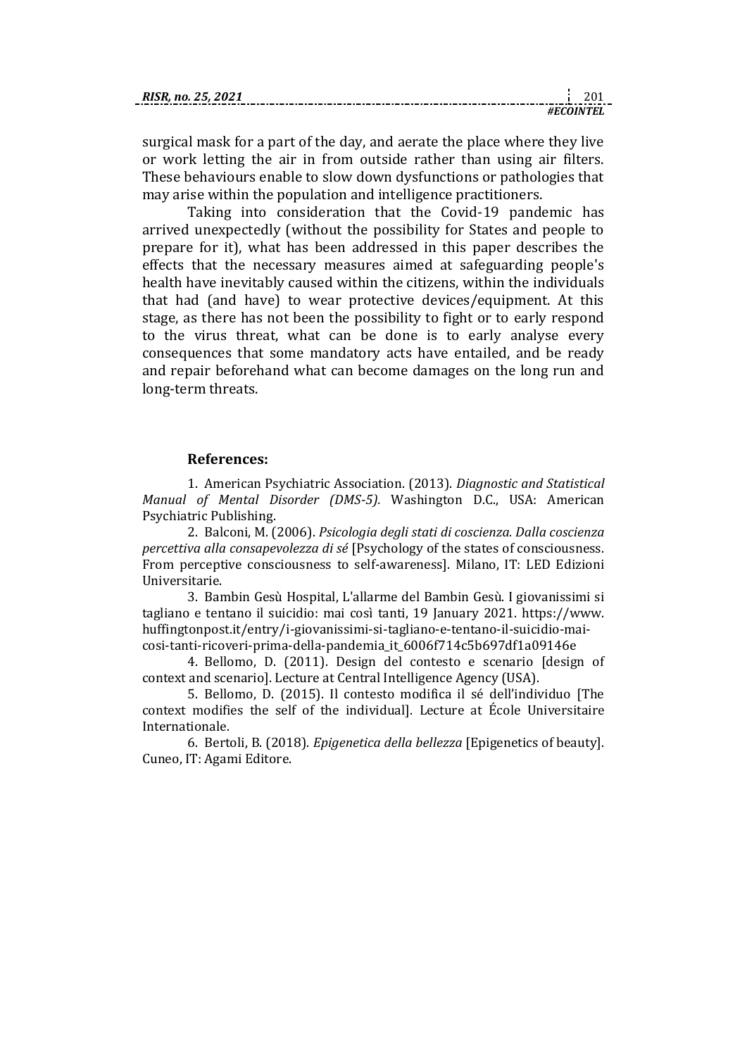surgical mask for a part of the day, and aerate the place where they live or work letting the air in from outside rather than using air filters. These behaviours enable to slow down dysfunctions or pathologies that may arise within the population and intelligence practitioners.

Taking into consideration that the Covid-19 pandemic has arrived unexpectedly (without the possibility for States and people to prepare for it), what has been addressed in this paper describes the effects that the necessary measures aimed at safeguarding people's health have inevitably caused within the citizens, within the individuals that had (and have) to wear protective devices/equipment. At this stage, as there has not been the possibility to fight or to early respond to the virus threat, what can be done is to early analyse every consequences that some mandatory acts have entailed, and be ready and repair beforehand what can become damages on the long run and long-term threats.

**References:**

1. American Psychiatric Association. (2013). *Diagnostic and Statistical Manual of Mental Disorder (DMS-5).* Washington D.C., USA: American Psychiatric Publishing.
2. Balconi, M. (2006). *Psicologia degli stati di coscienza. Dalla coscienza percettiva alla consapevolezza di sé* [Psychology of the states of consciousness. From perceptive consciousness to self-awareness]. Milano, IT: LED Edizioni Universitarie.
3. Bambin Gesù Hospital, L'allarme del Bambin Gesù. I giovanissimi si tagliano e tentano il suicidio: mai così tanti, 19 January 2021. https://www.huffingtonpost.it/entry/i-giovanissimi-si-tagliano-e-tentano-il-suicidio-mai-cosi-tanti-ricoveri-prima-della-pandemia_it_6006f714c5b697df1a09146e
4. Bellomo, D. (2011). Design del contesto e scenario [design of context and scenario]. Lecture at Central Intelligence Agency (USA).
5. Bellomo, D. (2015). Il contesto modifica il sé dell'individuo [The context modifies the self of the individual]. Lecture at École Universitaire Internationale.
6. Bertoli, B. (2018). *Epigenetica della bellezza* [Epigenetics of beauty]. Cuneo, IT: Agami Editore.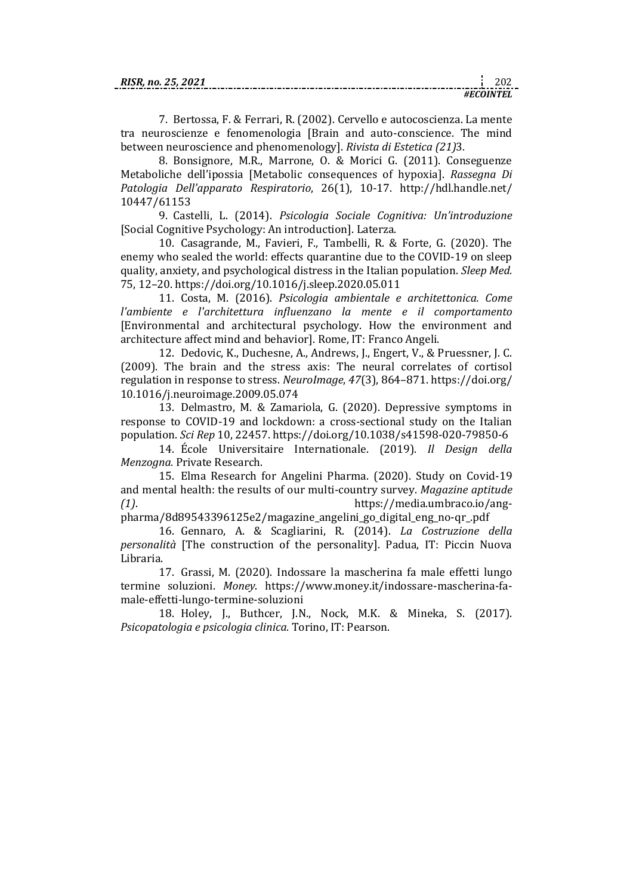7. Bertossa, F. & Ferrari, R. (2002). Cervello e autocoscienza. La mente tra neuroscienze e fenomenologia [Brain and auto-conscience. The mind between neuroscience and phenomenology]. *Rivista di Estetica (21)*3.

8. Bonsignore, M.R., Marrone, O. & Morici G. (2011). Conseguenze Metaboliche dell'ipossia [Metabolic consequences of hypoxia]. *Rassegna Di Patologia Dell'apparato Respiratorio*, 26(1), 10-17. http://hdl.handle.net/10447/61153

9. Castelli, L. (2014). *Psicologia Sociale Cognitiva: Un'introduzione* [Social Cognitive Psychology: An introduction]. Laterza.

10. Casagrande, M., Favieri, F., Tambelli, R. & Forte, G. (2020). The enemy who sealed the world: effects quarantine due to the COVID-19 on sleep quality, anxiety, and psychological distress in the Italian population. *Sleep Med.* 75, 12–20. https://doi.org/10.1016/j.sleep.2020.05.011

11. Costa, M. (2016). *Psicologia ambientale e architettonica. Come l'ambiente e l'architettura influenzano la mente e il comportamento* [Environmental and architectural psychology. How the environment and architecture affect mind and behavior]. Rome, IT: Franco Angeli.

12. Dedovic, K., Duchesne, A., Andrews, J., Engert, V., & Pruessner, J. C. (2009). The brain and the stress axis: The neural correlates of cortisol regulation in response to stress. *NeuroImage*, *47*(3), 864–871. https://doi.org/10.1016/j.neuroimage.2009.05.074

13. Delmastro, M. & Zamariola, G. (2020). Depressive symptoms in response to COVID-19 and lockdown: a cross-sectional study on the Italian population. *Sci Rep* 10, 22457. https://doi.org/10.1038/s41598-020-79850-6

14. École Universitaire Internationale. (2019). *Il Design della Menzogna.* Private Research.

15. Elma Research for Angelini Pharma. (2020). Study on Covid-19 and mental health: the results of our multi-country survey. *Magazine aptitude (1)*. https://media.umbraco.io/ang-pharma/8d89543396125e2/magazine_angelini_go_digital_eng_no-qr_.pdf

16. Gennaro, A. & Scagliarini, R. (2014). *La Costruzione della personalità* [The construction of the personality]. Padua, IT: Piccin Nuova Libraria.

17. Grassi, M. (2020). Indossare la mascherina fa male effetti lungo termine soluzioni. *Money*. https://www.money.it/indossare-mascherina-fa-male-effetti-lungo-termine-soluzioni

18. Holey, J., Buthcer, J.N., Nock, M.K. & Mineka, S. (2017). *Psicopatologia e psicologia clinica.* Torino, IT: Pearson.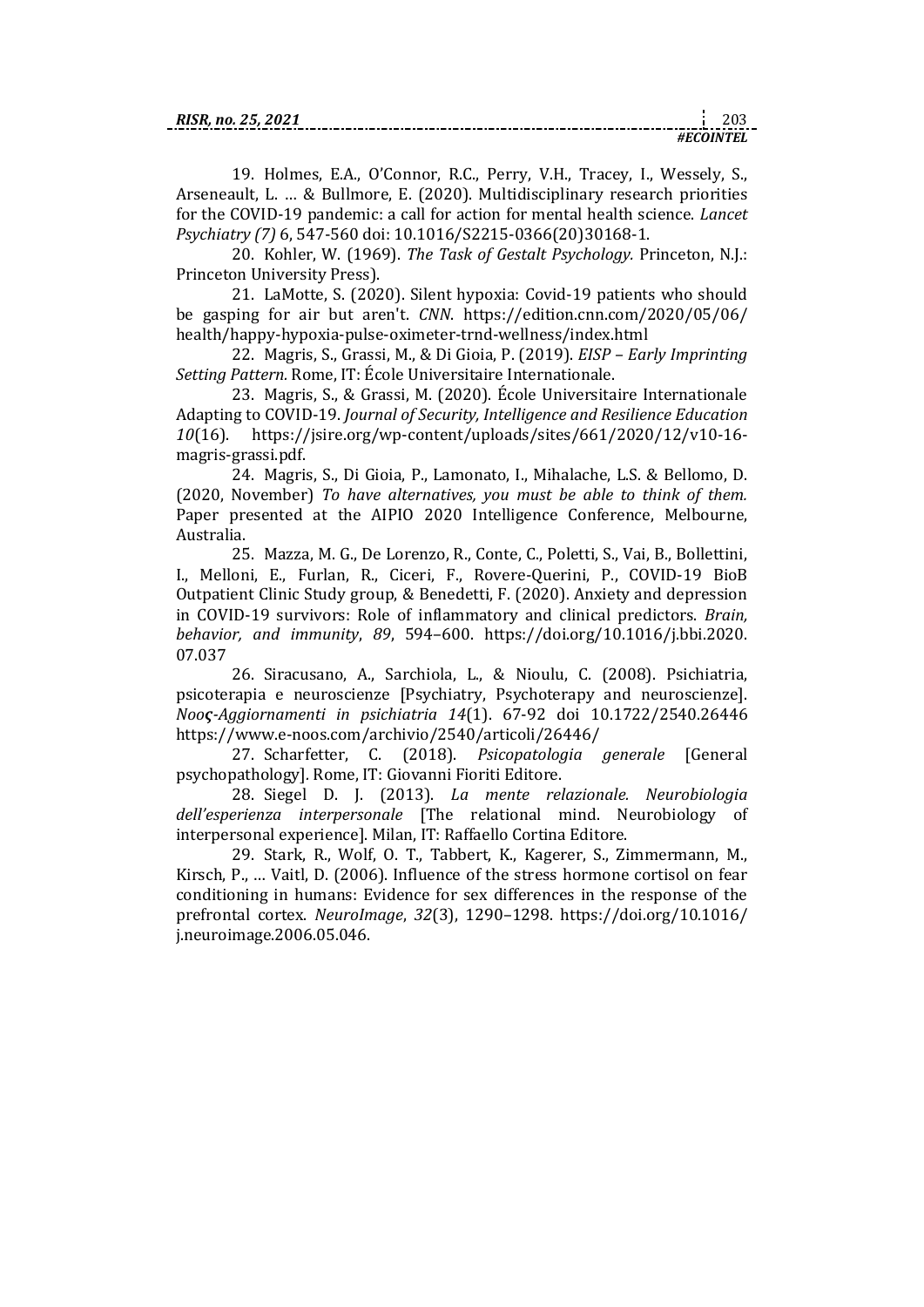19. Holmes, E.A., O'Connor, R.C., Perry, V.H., Tracey, I., Wessely, S., Arseneault, L. … & Bullmore, E. (2020). Multidisciplinary research priorities for the COVID-19 pandemic: a call for action for mental health science. *Lancet Psychiatry (7)* 6, 547-560 doi: 10.1016/S2215-0366(20)30168-1.

20. Kohler, W. (1969). *The Task of Gestalt Psychology*. Princeton, N.J.: Princeton University Press).

21. LaMotte, S. (2020). Silent hypoxia: Covid-19 patients who should be gasping for air but aren't. *CNN*. https://edition.cnn.com/2020/05/06/health/happy-hypoxia-pulse-oximeter-trnd-wellness/index.html

22. Magris, S., Grassi, M., & Di Gioia, P. (2019). *EISP – Early Imprinting Setting Pattern*. Rome, IT: École Universitaire Internationale.

23. Magris, S., & Grassi, M. (2020). École Universitaire Internationale Adapting to COVID-19. *Journal of Security, Intelligence and Resilience Education 10*(16). https://jsire.org/wp-content/uploads/sites/661/2020/12/v10-16-magris-grassi.pdf.

24. Magris, S., Di Gioia, P., Lamonato, I., Mihalache, L.S. & Bellomo, D. (2020, November) *To have alternatives, you must be able to think of them.* Paper presented at the AIPIO 2020 Intelligence Conference, Melbourne, Australia.

25. Mazza, M. G., De Lorenzo, R., Conte, C., Poletti, S., Vai, B., Bollettini, I., Melloni, E., Furlan, R., Ciceri, F., Rovere-Querini, P., COVID-19 BioB Outpatient Clinic Study group, & Benedetti, F. (2020). Anxiety and depression in COVID-19 survivors: Role of inflammatory and clinical predictors. *Brain, behavior, and immunity*, *89*, 594–600. https://doi.org/10.1016/j.bbi.2020.07.037

26. Siracusano, A., Sarchiola, L., & Nioulu, C. (2008). Psichiatria, psicoterapia e neuroscienze [Psychiatry, Psychoterapy and neuroscienze]. *Nooς-Aggiornamenti in psichiatria 14*(1). 67-92 doi 10.1722/2540.26446 https://www.e-noos.com/archivio/2540/articoli/26446/

27. Scharfetter, C. (2018). *Psicopatologia generale* [General psychopathology]. Rome, IT: Giovanni Fioriti Editore.

28. Siegel D. J. (2013). *La mente relazionale. Neurobiologia dell'esperienza interpersonale* [The relational mind. Neurobiology of interpersonal experience]. Milan, IT: Raffaello Cortina Editore.

29. Stark, R., Wolf, O. T., Tabbert, K., Kagerer, S., Zimmermann, M., Kirsch, P., … Vaitl, D. (2006). Influence of the stress hormone cortisol on fear conditioning in humans: Evidence for sex differences in the response of the prefrontal cortex. *NeuroImage*, *32*(3), 1290–1298. https://doi.org/10.1016/j.neuroimage.2006.05.046.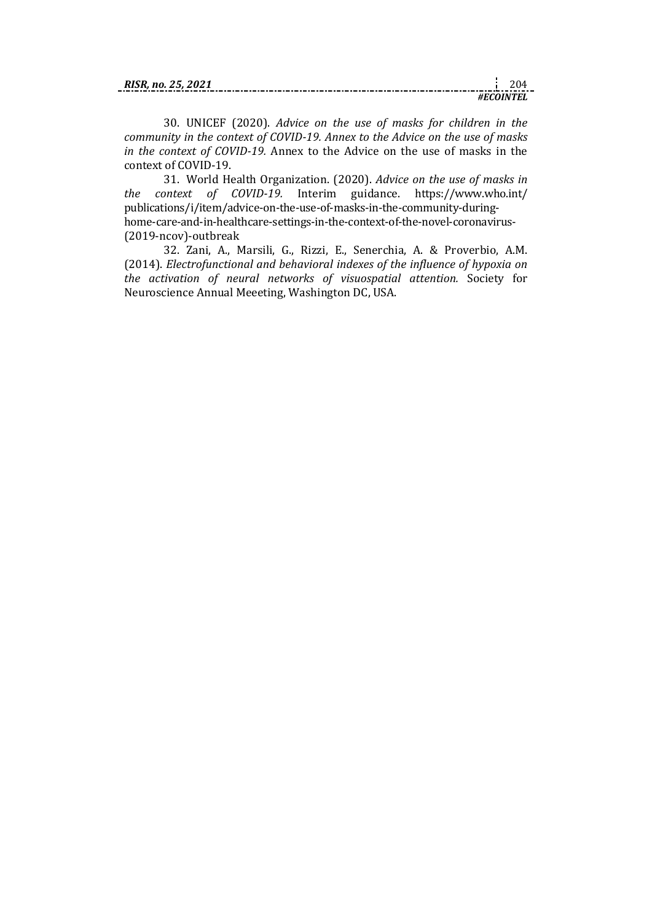30. UNICEF (2020). *Advice on the use of masks for children in the community in the context of COVID-19. Annex to the Advice on the use of masks in the context of COVID-19.* Annex to the Advice on the use of masks in the context of COVID-19.

31. World Health Organization. (2020). *Advice on the use of masks in the context of COVID-19.* Interim guidance. https://www.who.int/publications/i/item/advice-on-the-use-of-masks-in-the-community-during-home-care-and-in-healthcare-settings-in-the-context-of-the-novel-coronavirus-(2019-ncov)-outbreak

32. Zani, A., Marsili, G., Rizzi, E., Senerchia, A. & Proverbio, A.M. (2014). *Electrofunctional and behavioral indexes of the influence of hypoxia on the activation of neural networks of visuospatial attention.* Society for Neuroscience Annual Meeeting, Washington DC, USA.